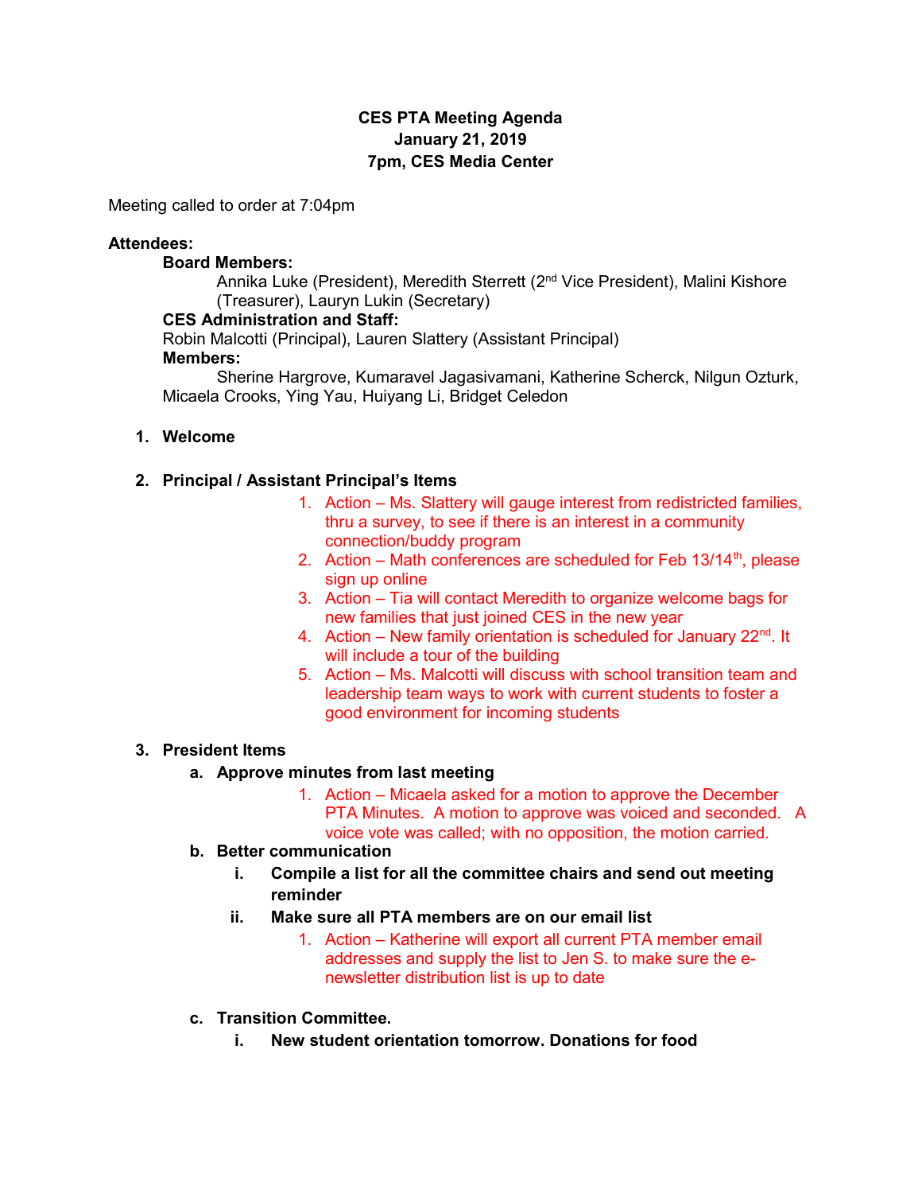**CES PTA Meeting Agenda**
**January 21, 2019**
**7pm, CES Media Center**

Meeting called to order at 7:04pm

**Attendees:**

**Board Members:**

Annika Luke (President), Meredith Sterrett (2nd Vice President), Malini Kishore (Treasurer), Lauryn Lukin (Secretary)

**CES Administration and Staff:**

Robin Malcotti (Principal), Lauren Slattery (Assistant Principal)

**Members:**

Sherine Hargrove, Kumaravel Jagasivamani, Katherine Scherck, Nilgun Ozturk, Micaela Crooks, Ying Yau, Huiyang Li, Bridget Celedon

1. **Welcome**

2. **Principal / Assistant Principal's Items**
   1. Action – Ms. Slattery will gauge interest from redistricted families, thru a survey, to see if there is an interest in a community connection/buddy program
   2. Action – Math conferences are scheduled for Feb 13/14th, please sign up online
   3. Action – Tia will contact Meredith to organize welcome bags for new families that just joined CES in the new year
   4. Action – New family orientation is scheduled for January 22nd. It will include a tour of the building
   5. Action – Ms. Malcotti will discuss with school transition team and leadership team ways to work with current students to foster a good environment for incoming students

3. **President Items**

   a. **Approve minutes from last meeting**
      1. Action – Micaela asked for a motion to approve the December PTA Minutes. A motion to approve was voiced and seconded. A voice vote was called; with no opposition, the motion carried.

   b. **Better communication**

      i. **Compile a list for all the committee chairs and send out meeting reminder**

      ii. **Make sure all PTA members are on our email list**
         1. Action – Katherine will export all current PTA member email addresses and supply the list to Jen S. to make sure the e-newsletter distribution list is up to date

   c. **Transition Committee.**

      i. **New student orientation tomorrow. Donations for food**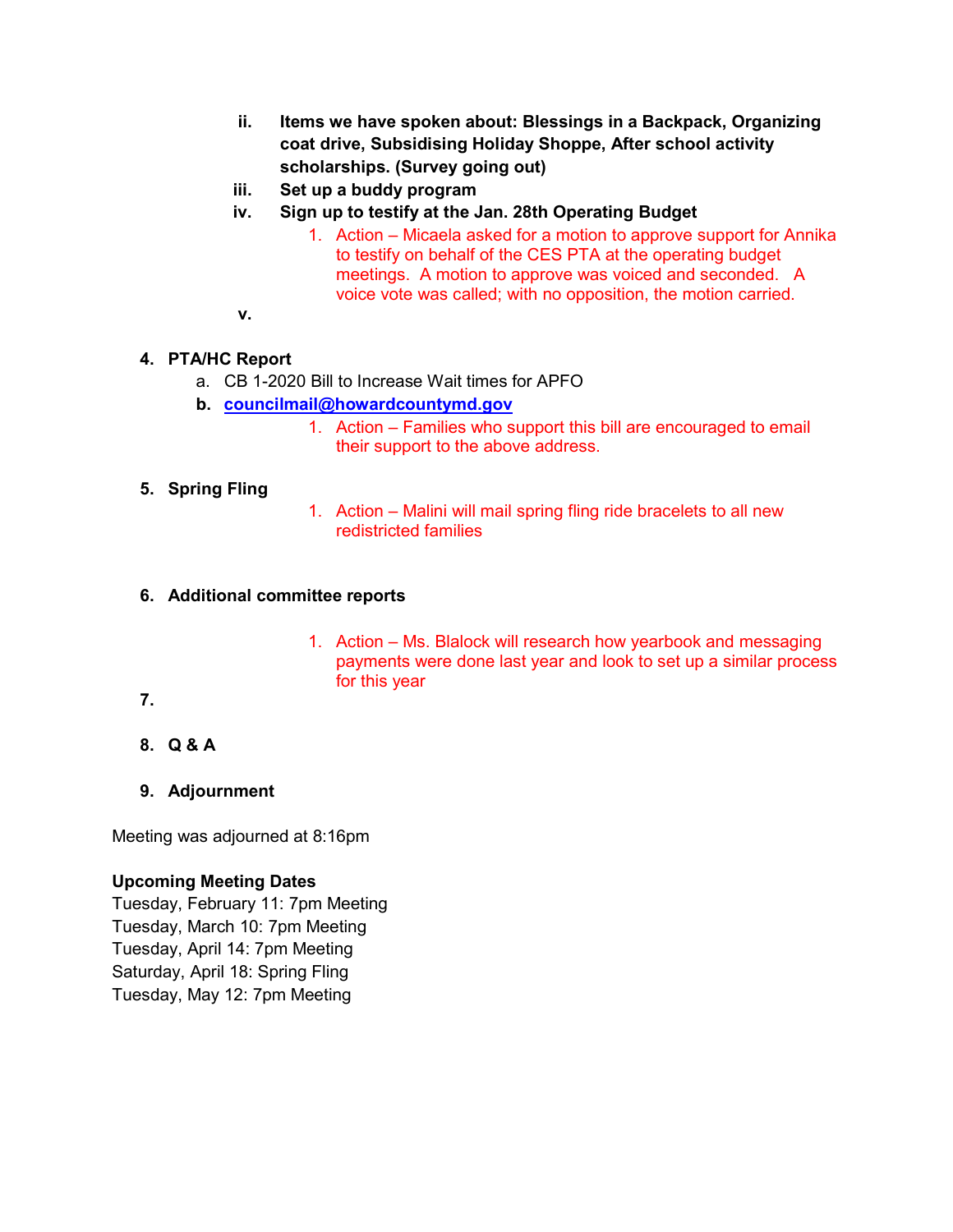- ii. **Items we have spoken about: Blessings in a Backpack, Organizing coat drive, Subsidising Holiday Shoppe, After school activity scholarships. (Survey going out)**
- iii. **Set up a buddy program**
- iv. **Sign up to testify at the Jan. 28th Operating Budget**
  1. Action – Micaela asked for a motion to approve support for Annika to testify on behalf of the CES PTA at the operating budget meetings. A motion to approve was voiced and seconded. A voice vote was called; with no opposition, the motion carried.
- v.

4. **PTA/HC Report**
   a. CB 1-2020 Bill to Increase Wait times for APFO
   b. **councilmail@howardcountymd.gov**
      1. Action – Families who support this bill are encouraged to email their support to the above address.

5. **Spring Fling**
   1. Action – Malini will mail spring fling ride bracelets to all new redistricted families

6. **Additional committee reports**
   1. Action – Ms. Blalock will research how yearbook and messaging payments were done last year and look to set up a similar process for this year

7.

8. **Q & A**

9. **Adjournment**

Meeting was adjourned at 8:16pm

**Upcoming Meeting Dates**
Tuesday, February 11: 7pm Meeting
Tuesday, March 10: 7pm Meeting
Tuesday, April 14: 7pm Meeting
Saturday, April 18: Spring Fling
Tuesday, May 12: 7pm Meeting